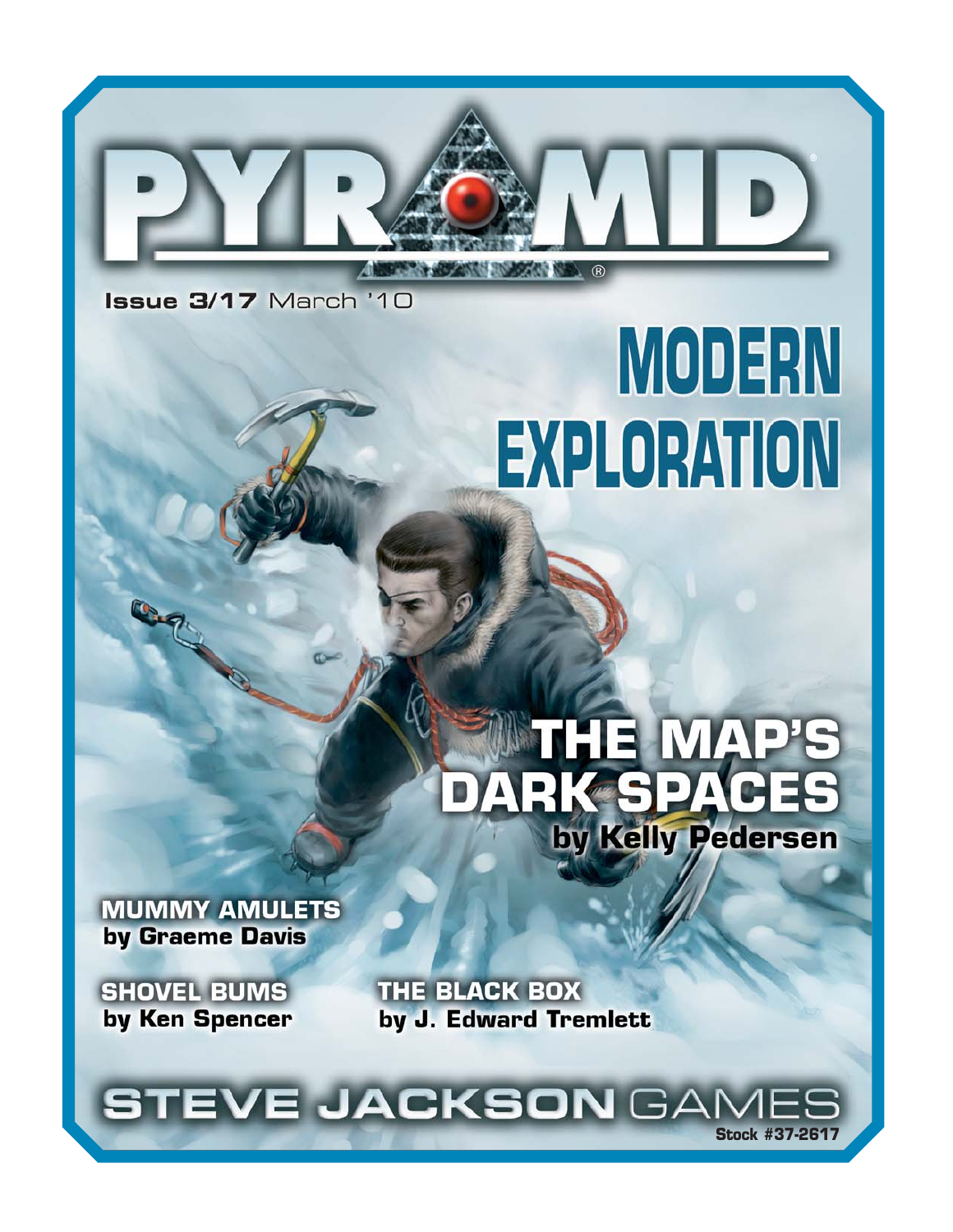# PYRAMID®

Issue 3/17 March '10

# MODERN EXPLORATION

## THE MAP'S DARK SPACES

**by Kelly Pedersen**

**MUMMY AMULETS**
**by Graeme Davis**

**SHOVEL BUMS**
**by Ken Spencer**

**THE BLACK BOX**
**by J. Edward Tremlett**

STEVE JACKSON GAMES

Stock #37-2617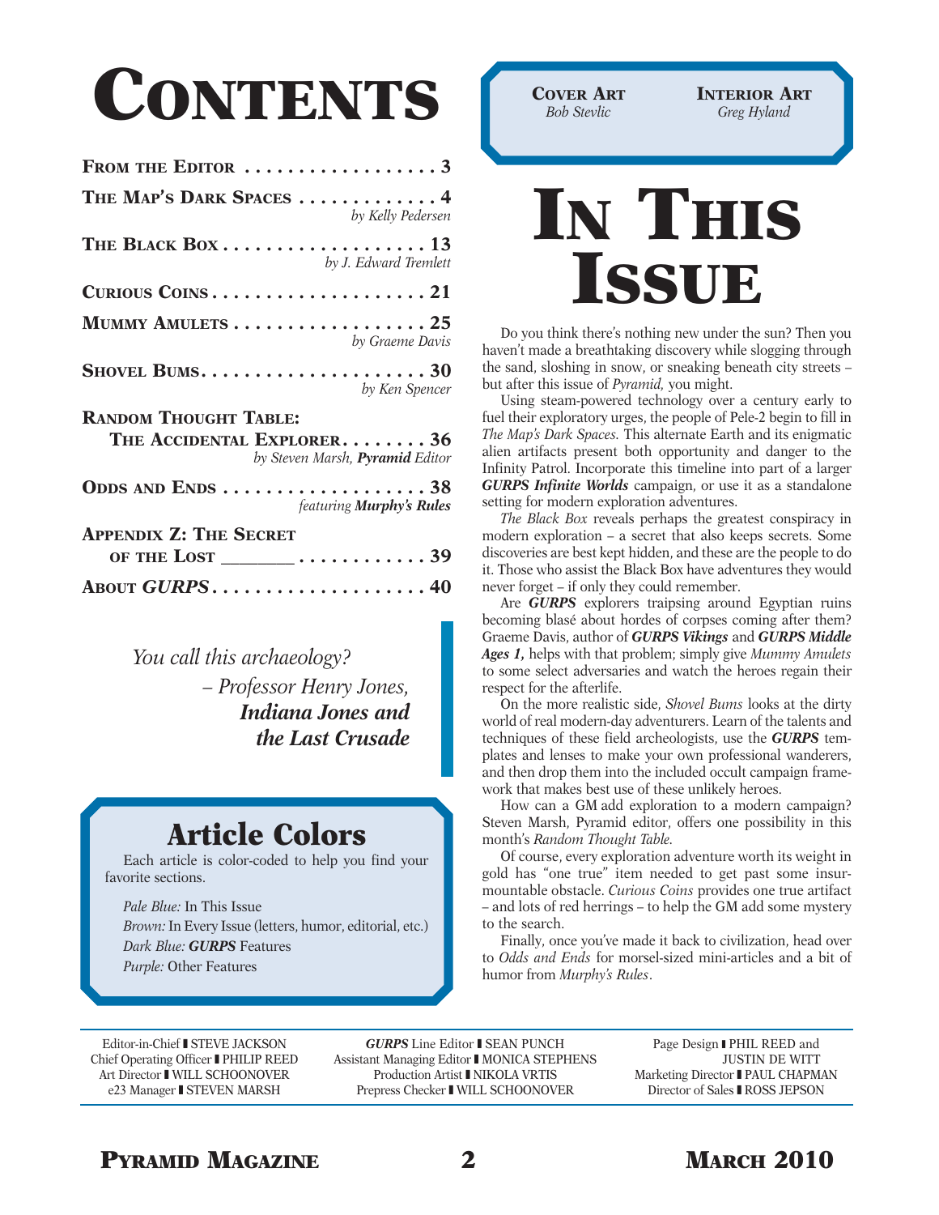# Contents

**From the Editor** . . . . . . . . . . . . . . . . . . 3

**The Map's Dark Spaces** . . . . . . . . . . . . . 4
*by Kelly Pedersen*

**The Black Box** . . . . . . . . . . . . . . . . . . . 13
*by J. Edward Tremlett*

**Curious Coins** . . . . . . . . . . . . . . . . . . . . 21

**Mummy Amulets** . . . . . . . . . . . . . . . . . . 25
*by Graeme Davis*

**Shovel Bums** . . . . . . . . . . . . . . . . . . . . . 30
*by Ken Spencer*

**Random Thought Table: The Accidental Explorer** . . . . . . . . 36
*by Steven Marsh,* ***Pyramid*** *Editor*

**Odds and Ends** . . . . . . . . . . . . . . . . . . . 38
*featuring* ***Murphy's Rules***

**Appendix Z: The Secret of the Lost ________** . . . . . . . . . . . . 39

**About *GURPS*** . . . . . . . . . . . . . . . . . . . . 40

*You call this archaeology?*
*– Professor Henry Jones,*
***Indiana Jones and the Last Crusade***

## Article Colors

Each article is color-coded to help you find your favorite sections.

*Pale Blue:* In This Issue
*Brown:* In Every Issue (letters, humor, editorial, etc.)
*Dark Blue:* ***GURPS*** Features
*Purple:* Other Features

**Cover Art**
*Bob Stevlic*

**Interior Art**
*Greg Hyland*

# In This Issue

Do you think there's nothing new under the sun? Then you haven't made a breathtaking discovery while slogging through the sand, sloshing in snow, or sneaking beneath city streets – but after this issue of *Pyramid,* you might.

Using steam-powered technology over a century early to fuel their exploratory urges, the people of Pele-2 begin to fill in *The Map's Dark Spaces.* This alternate Earth and its enigmatic alien artifacts present both opportunity and danger to the Infinity Patrol. Incorporate this timeline into part of a larger ***GURPS Infinite Worlds*** campaign, or use it as a standalone setting for modern exploration adventures.

*The Black Box* reveals perhaps the greatest conspiracy in modern exploration – a secret that also keeps secrets. Some discoveries are best kept hidden, and these are the people to do it. Those who assist the Black Box have adventures they would never forget – if only they could remember.

Are ***GURPS*** explorers traipsing around Egyptian ruins becoming blasé about hordes of corpses coming after them? Graeme Davis, author of ***GURPS Vikings*** and ***GURPS Middle Ages 1,*** helps with that problem; simply give *Mummy Amulets* to some select adversaries and watch the heroes regain their respect for the afterlife.

On the more realistic side, *Shovel Bums* looks at the dirty world of real modern-day adventurers. Learn of the talents and techniques of these field archeologists, use the ***GURPS*** templates and lenses to make your own professional wanderers, and then drop them into the included occult campaign framework that makes best use of these unlikely heroes.

How can a GM add exploration to a modern campaign? Steven Marsh, Pyramid editor, offers one possibility in this month's *Random Thought Table.*

Of course, every exploration adventure worth its weight in gold has "one true" item needed to get past some insurmountable obstacle. *Curious Coins* provides one true artifact – and lots of red herrings – to help the GM add some mystery to the search.

Finally, once you've made it back to civilization, head over to *Odds and Ends* for morsel-sized mini-articles and a bit of humor from *Murphy's Rules*.

Editor-in-Chief ▌STEVE JACKSON
Chief Operating Officer ▌PHILIP REED
Art Director ▌WILL SCHOONOVER
e23 Manager ▌STEVEN MARSH

***GURPS*** Line Editor ▌SEAN PUNCH
Assistant Managing Editor ▌MONICA STEPHENS
Production Artist ▌NIKOLA VRTIS
Prepress Checker ▌WILL SCHOONOVER

Page Design ▌PHIL REED and JUSTIN DE WITT
Marketing Director ▌PAUL CHAPMAN
Director of Sales ▌ROSS JEPSON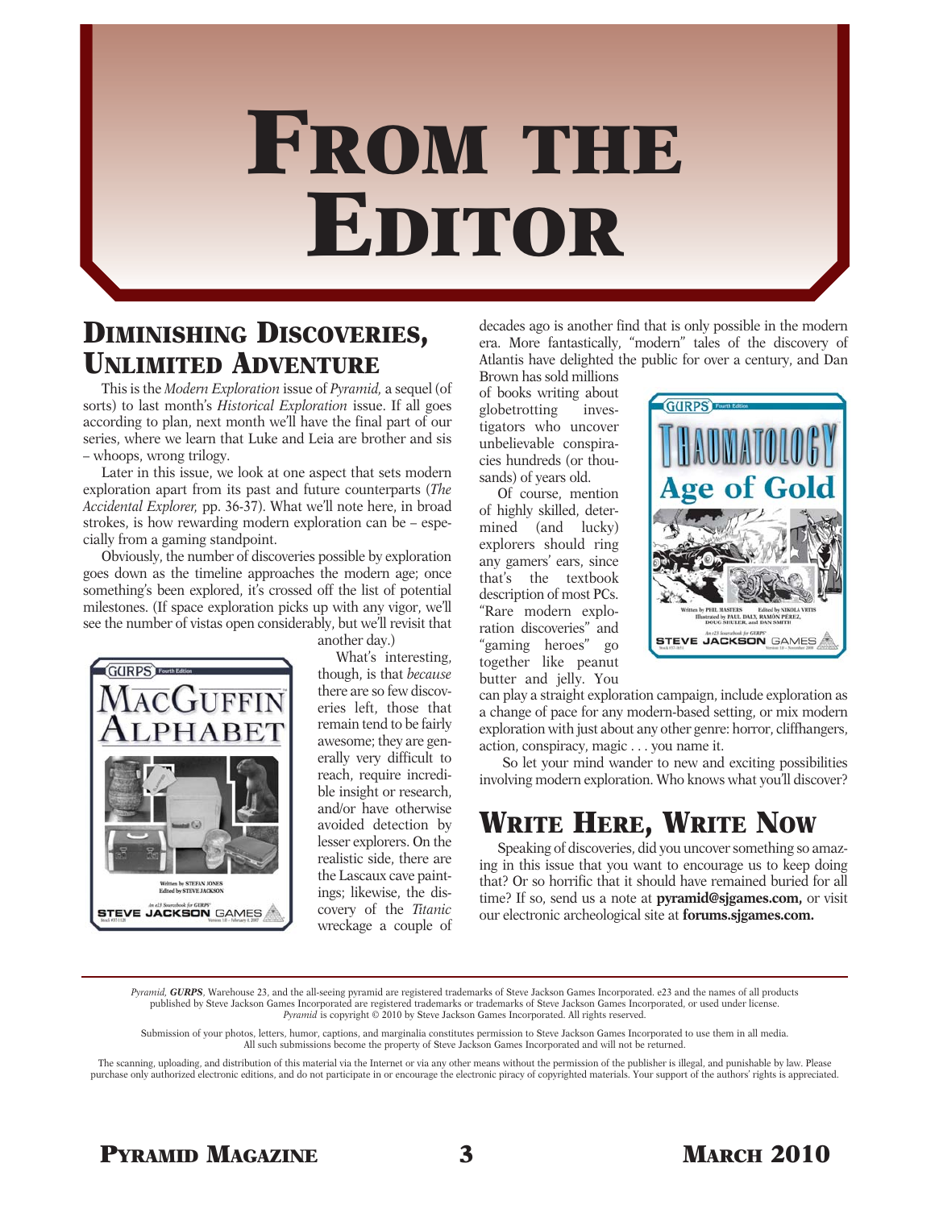# From the Editor

## Diminishing Discoveries, Unlimited Adventure

This is the *Modern Exploration* issue of *Pyramid,* a sequel (of sorts) to last month's *Historical Exploration* issue. If all goes according to plan, next month we'll have the final part of our series, where we learn that Luke and Leia are brother and sis – whoops, wrong trilogy.

Later in this issue, we look at one aspect that sets modern exploration apart from its past and future counterparts (*The Accidental Explorer,* pp. 36-37). What we'll note here, in broad strokes, is how rewarding modern exploration can be – especially from a gaming standpoint.

Obviously, the number of discoveries possible by exploration goes down as the timeline approaches the modern age; once something's been explored, it's crossed off the list of potential milestones. (If space exploration picks up with any vigor, we'll see the number of vistas open considerably, but we'll revisit that another day.)

What's interesting, though, is that *because* there are so few discoveries left, those that remain tend to be fairly awesome; they are generally very difficult to reach, require incredible insight or research, and/or have otherwise avoided detection by lesser explorers. On the realistic side, there are the Lascaux cave paintings; likewise, the discovery of the *Titanic* wreckage a couple of decades ago is another find that is only possible in the modern era. More fantastically, "modern" tales of the discovery of Atlantis have delighted the public for over a century, and Dan Brown has sold millions of books writing about globetrotting investigators who uncover unbelievable conspiracies hundreds (or thousands) of years old.

Of course, mention of highly skilled, determined (and lucky) explorers should ring any gamers' ears, since that's the textbook description of most PCs. "Rare modern exploration discoveries" and "gaming heroes" go together like peanut butter and jelly. You can play a straight exploration campaign, include exploration as a change of pace for any modern-based setting, or mix modern exploration with just about any other genre: horror, cliffhangers, action, conspiracy, magic . . . you name it.

So let your mind wander to new and exciting possibilities involving modern exploration. Who knows what you'll discover?

## Write Here, Write Now

Speaking of discoveries, did you uncover something so amazing in this issue that you want to encourage us to keep doing that? Or so horrific that it should have remained buried for all time? If so, send us a note at **pyramid@sjgames.com,** or visit our electronic archeological site at **forums.sjgames.com.**

*Pyramid,* ***GURPS***, Warehouse 23, and the all-seeing pyramid are registered trademarks of Steve Jackson Games Incorporated. e23 and the names of all products published by Steve Jackson Games Incorporated are registered trademarks or trademarks of Steve Jackson Games Incorporated, or used under license. *Pyramid* is copyright © 2010 by Steve Jackson Games Incorporated. All rights reserved.

Submission of your photos, letters, humor, captions, and marginalia constitutes permission to Steve Jackson Games Incorporated to use them in all media. All such submissions become the property of Steve Jackson Games Incorporated and will not be returned.

The scanning, uploading, and distribution of this material via the Internet or via any other means without the permission of the publisher is illegal, and punishable by law. Please purchase only authorized electronic editions, and do not participate in or encourage the electronic piracy of copyrighted materials. Your support of the authors' rights is appreciated.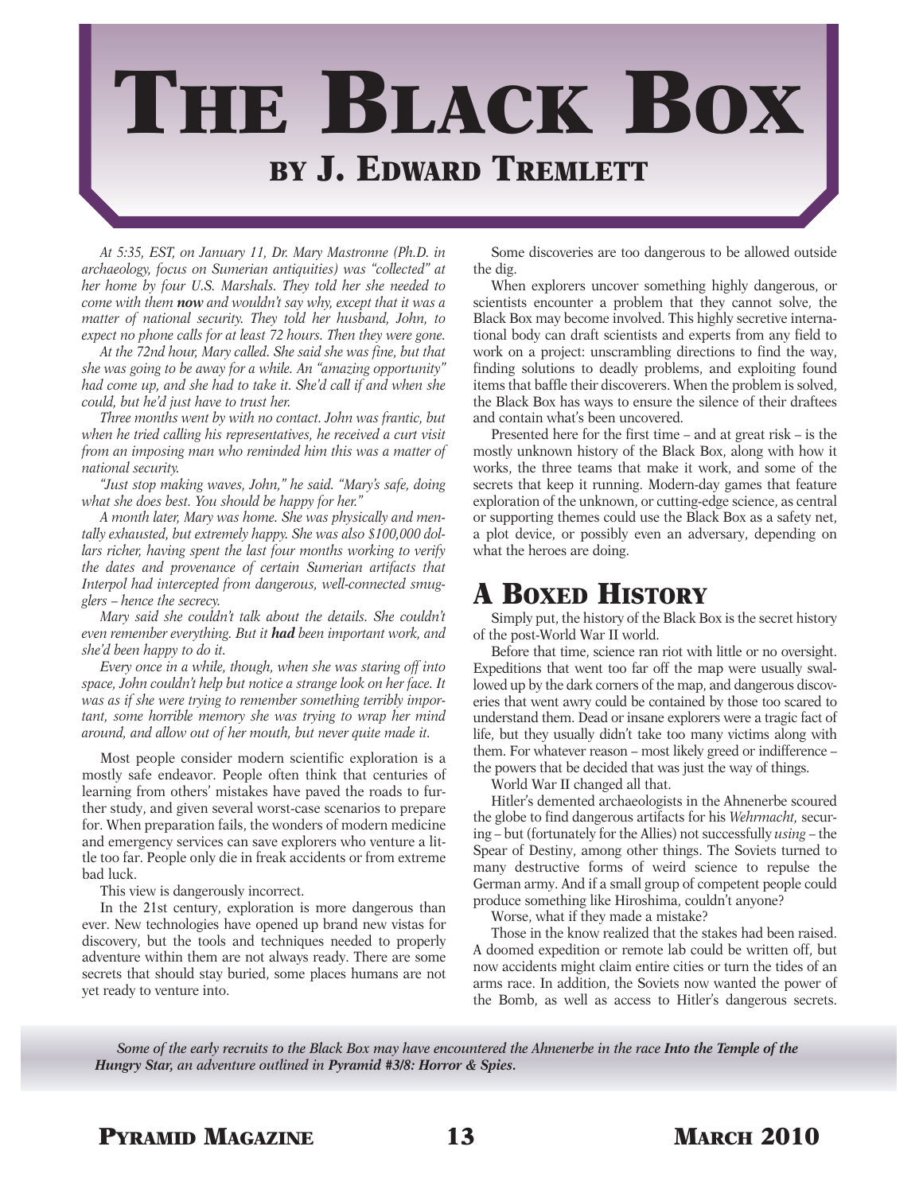# The Black Box

## by J. Edward Tremlett

*At 5:35, EST, on January 11, Dr. Mary Mastronne (Ph.D. in archaeology, focus on Sumerian antiquities) was "collected" at her home by four U.S. Marshals. They told her she needed to come with them **now** and wouldn't say why, except that it was a matter of national security. They told her her husband, John, to expect no phone calls for at least 72 hours. Then they were gone.*

*At the 72nd hour, Mary called. She said she was fine, but that she was going to be away for a while. An "amazing opportunity" had come up, and she had to take it. She'd call if and when she could, but he'd just have to trust her.*

*Three months went by with no contact. John was frantic, but when he tried calling his representatives, he received a curt visit from an imposing man who reminded him this was a matter of national security.*

*"Just stop making waves, John," he said. "Mary's safe, doing what she does best. You should be happy for her."*

*A month later, Mary was home. She was physically and mentally exhausted, but extremely happy. She was also $100,000 dollars richer, having spent the last four months working to verify the dates and provenance of certain Sumerian artifacts that Interpol had intercepted from dangerous, well-connected smugglers – hence the secrecy.*

*Mary said she couldn't talk about the details. She couldn't even remember everything. But it **had** been important work, and she'd been happy to do it.*

*Every once in a while, though, when she was staring off into space, John couldn't help but notice a strange look on her face. It was as if she were trying to remember something terribly important, some horrible memory she was trying to wrap her mind around, and allow out of her mouth, but never quite made it.*

Most people consider modern scientific exploration is a mostly safe endeavor. People often think that centuries of learning from others' mistakes have paved the roads to further study, and given several worst-case scenarios to prepare for. When preparation fails, the wonders of modern medicine and emergency services can save explorers who venture a little too far. People only die in freak accidents or from extreme bad luck.

This view is dangerously incorrect.

In the 21st century, exploration is more dangerous than ever. New technologies have opened up brand new vistas for discovery, but the tools and techniques needed to properly adventure within them are not always ready. There are some secrets that should stay buried, some places humans are not yet ready to venture into.

Some discoveries are too dangerous to be allowed outside the dig.

When explorers uncover something highly dangerous, or scientists encounter a problem that they cannot solve, the Black Box may become involved. This highly secretive international body can draft scientists and experts from any field to work on a project: unscrambling directions to find the way, finding solutions to deadly problems, and exploiting found items that baffle their discoverers. When the problem is solved, the Black Box has ways to ensure the silence of their draftees and contain what's been uncovered.

Presented here for the first time – and at great risk – is the mostly unknown history of the Black Box, along with how it works, the three teams that make it work, and some of the secrets that keep it running. Modern-day games that feature exploration of the unknown, or cutting-edge science, as central or supporting themes could use the Black Box as a safety net, a plot device, or possibly even an adversary, depending on what the heroes are doing.

## A Boxed History

Simply put, the history of the Black Box is the secret history of the post-World War II world.

Before that time, science ran riot with little or no oversight. Expeditions that went too far off the map were usually swallowed up by the dark corners of the map, and dangerous discoveries that went awry could be contained by those too scared to understand them. Dead or insane explorers were a tragic fact of life, but they usually didn't take too many victims along with them. For whatever reason – most likely greed or indifference – the powers that be decided that was just the way of things.

World War II changed all that.

Hitler's demented archaeologists in the Ahnenerbe scoured the globe to find dangerous artifacts for his *Wehrmacht,* securing – but (fortunately for the Allies) not successfully *using* – the Spear of Destiny, among other things. The Soviets turned to many destructive forms of weird science to repulse the German army. And if a small group of competent people could produce something like Hiroshima, couldn't anyone?

Worse, what if they made a mistake?

Those in the know realized that the stakes had been raised. A doomed expedition or remote lab could be written off, but now accidents might claim entire cities or turn the tides of an arms race. In addition, the Soviets now wanted the power of the Bomb, as well as access to Hitler's dangerous secrets.

*Some of the early recruits to the Black Box may have encountered the Ahnenerbe in the race **Into the Temple of the Hungry Star,** an adventure outlined in **Pyramid #3/8: Horror & Spies.***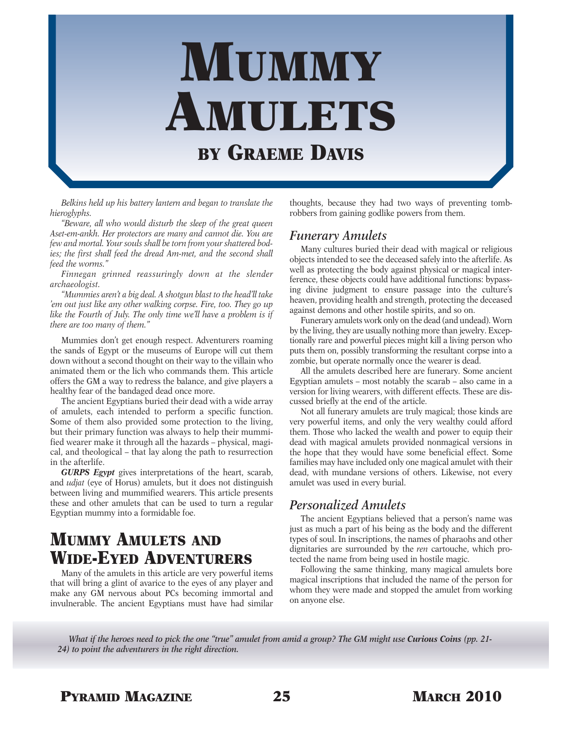# Mummy Amulets

## by Graeme Davis

*Belkins held up his battery lantern and began to translate the hieroglyphs.*

*"Beware, all who would disturb the sleep of the great queen Aset-em-ankh. Her protectors are many and cannot die. You are few and mortal. Your souls shall be torn from your shattered bodies; the first shall feed the dread Am-met, and the second shall feed the worms."*

*Finnegan grinned reassuringly down at the slender archaeologist.*

*"Mummies aren't a big deal. A shotgun blast to the head'll take 'em out just like any other walking corpse. Fire, too. They go up like the Fourth of July. The only time we'll have a problem is if there are too many of them."*

Mummies don't get enough respect. Adventurers roaming the sands of Egypt or the museums of Europe will cut them down without a second thought on their way to the villain who animated them or the lich who commands them. This article offers the GM a way to redress the balance, and give players a healthy fear of the bandaged dead once more.

The ancient Egyptians buried their dead with a wide array of amulets, each intended to perform a specific function. Some of them also provided some protection to the living, but their primary function was always to help their mummified wearer make it through all the hazards – physical, magical, and theological – that lay along the path to resurrection in the afterlife.

***GURPS Egypt*** gives interpretations of the heart, scarab, and *udjat* (eye of Horus) amulets, but it does not distinguish between living and mummified wearers. This article presents these and other amulets that can be used to turn a regular Egyptian mummy into a formidable foe.

## Mummy Amulets and Wide-Eyed Adventurers

Many of the amulets in this article are very powerful items that will bring a glint of avarice to the eyes of any player and make any GM nervous about PCs becoming immortal and invulnerable. The ancient Egyptians must have had similar thoughts, because they had two ways of preventing tomb-robbers from gaining godlike powers from them.

### *Funerary Amulets*

Many cultures buried their dead with magical or religious objects intended to see the deceased safely into the afterlife. As well as protecting the body against physical or magical interference, these objects could have additional functions: bypassing divine judgment to ensure passage into the culture's heaven, providing health and strength, protecting the deceased against demons and other hostile spirits, and so on.

Funerary amulets work only on the dead (and undead). Worn by the living, they are usually nothing more than jewelry. Exceptionally rare and powerful pieces might kill a living person who puts them on, possibly transforming the resultant corpse into a zombie, but operate normally once the wearer is dead.

All the amulets described here are funerary. Some ancient Egyptian amulets – most notably the scarab – also came in a version for living wearers, with different effects. These are discussed briefly at the end of the article.

Not all funerary amulets are truly magical; those kinds are very powerful items, and only the very wealthy could afford them. Those who lacked the wealth and power to equip their dead with magical amulets provided nonmagical versions in the hope that they would have some beneficial effect. Some families may have included only one magical amulet with their dead, with mundane versions of others. Likewise, not every amulet was used in every burial.

### *Personalized Amulets*

The ancient Egyptians believed that a person's name was just as much a part of his being as the body and the different types of soul. In inscriptions, the names of pharaohs and other dignitaries are surrounded by the *ren* cartouche, which protected the name from being used in hostile magic.

Following the same thinking, many magical amulets bore magical inscriptions that included the name of the person for whom they were made and stopped the amulet from working on anyone else.

*What if the heroes need to pick the one "true" amulet from amid a group? The GM might use **Curious Coins** (pp. 21-24) to point the adventurers in the right direction.*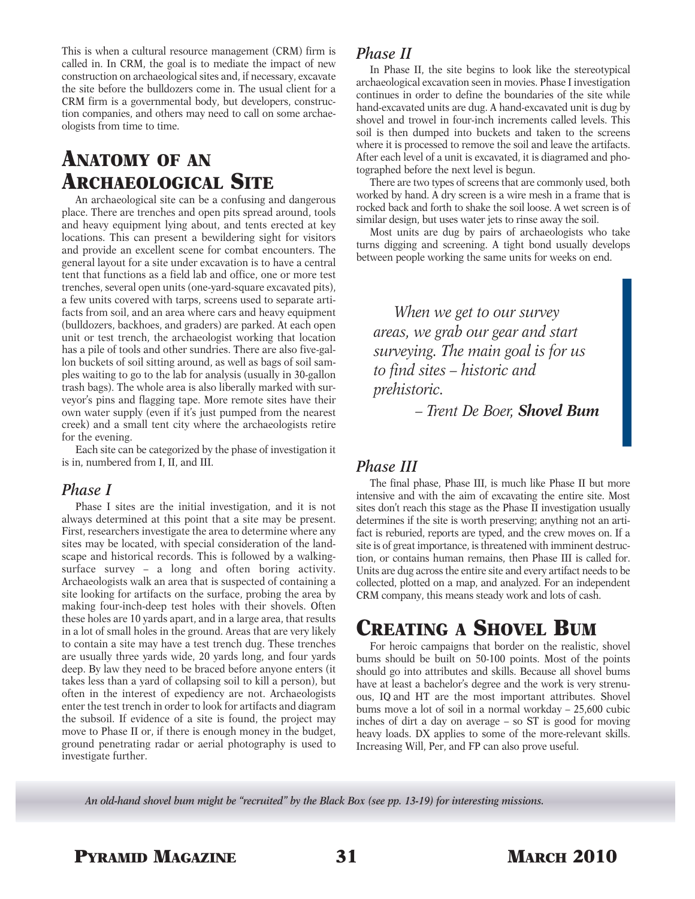This is when a cultural resource management (CRM) firm is called in. In CRM, the goal is to mediate the impact of new construction on archaeological sites and, if necessary, excavate the site before the bulldozers come in. The usual client for a CRM firm is a governmental body, but developers, construction companies, and others may need to call on some archaeologists from time to time.

## Anatomy of an Archaeological Site

An archaeological site can be a confusing and dangerous place. There are trenches and open pits spread around, tools and heavy equipment lying about, and tents erected at key locations. This can present a bewildering sight for visitors and provide an excellent scene for combat encounters. The general layout for a site under excavation is to have a central tent that functions as a field lab and office, one or more test trenches, several open units (one-yard-square excavated pits), a few units covered with tarps, screens used to separate artifacts from soil, and an area where cars and heavy equipment (bulldozers, backhoes, and graders) are parked. At each open unit or test trench, the archaeologist working that location has a pile of tools and other sundries. There are also five-gallon buckets of soil sitting around, as well as bags of soil samples waiting to go to the lab for analysis (usually in 30-gallon trash bags). The whole area is also liberally marked with surveyor's pins and flagging tape. More remote sites have their own water supply (even if it's just pumped from the nearest creek) and a small tent city where the archaeologists retire for the evening.

Each site can be categorized by the phase of investigation it is in, numbered from I, II, and III.

### *Phase I*

Phase I sites are the initial investigation, and it is not always determined at this point that a site may be present. First, researchers investigate the area to determine where any sites may be located, with special consideration of the landscape and historical records. This is followed by a walking-surface survey – a long and often boring activity. Archaeologists walk an area that is suspected of containing a site looking for artifacts on the surface, probing the area by making four-inch-deep test holes with their shovels. Often these holes are 10 yards apart, and in a large area, that results in a lot of small holes in the ground. Areas that are very likely to contain a site may have a test trench dug. These trenches are usually three yards wide, 20 yards long, and four yards deep. By law they need to be braced before anyone enters (it takes less than a yard of collapsing soil to kill a person), but often in the interest of expediency are not. Archaeologists enter the test trench in order to look for artifacts and diagram the subsoil. If evidence of a site is found, the project may move to Phase II or, if there is enough money in the budget, ground penetrating radar or aerial photography is used to investigate further.

### *Phase II*

In Phase II, the site begins to look like the stereotypical archaeological excavation seen in movies. Phase I investigation continues in order to define the boundaries of the site while hand-excavated units are dug. A hand-excavated unit is dug by shovel and trowel in four-inch increments called levels. This soil is then dumped into buckets and taken to the screens where it is processed to remove the soil and leave the artifacts. After each level of a unit is excavated, it is diagramed and photographed before the next level is begun.

There are two types of screens that are commonly used, both worked by hand. A dry screen is a wire mesh in a frame that is rocked back and forth to shake the soil loose. A wet screen is of similar design, but uses water jets to rinse away the soil.

Most units are dug by pairs of archaeologists who take turns digging and screening. A tight bond usually develops between people working the same units for weeks on end.

> *When we get to our survey areas, we grab our gear and start surveying. The main goal is for us to find sites – historic and prehistoric.*
>
> *– Trent De Boer,* ***Shovel Bum***

### *Phase III*

The final phase, Phase III, is much like Phase II but more intensive and with the aim of excavating the entire site. Most sites don't reach this stage as the Phase II investigation usually determines if the site is worth preserving; anything not an artifact is reburied, reports are typed, and the crew moves on. If a site is of great importance, is threatened with imminent destruction, or contains human remains, then Phase III is called for. Units are dug across the entire site and every artifact needs to be collected, plotted on a map, and analyzed. For an independent CRM company, this means steady work and lots of cash.

## Creating a Shovel Bum

For heroic campaigns that border on the realistic, shovel bums should be built on 50-100 points. Most of the points should go into attributes and skills. Because all shovel bums have at least a bachelor's degree and the work is very strenuous, IQ and HT are the most important attributes. Shovel bums move a lot of soil in a normal workday – 25,600 cubic inches of dirt a day on average – so ST is good for moving heavy loads. DX applies to some of the more-relevant skills. Increasing Will, Per, and FP can also prove useful.

*An old-hand shovel bum might be "recruited" by the Black Box (see pp. 13-19) for interesting missions.*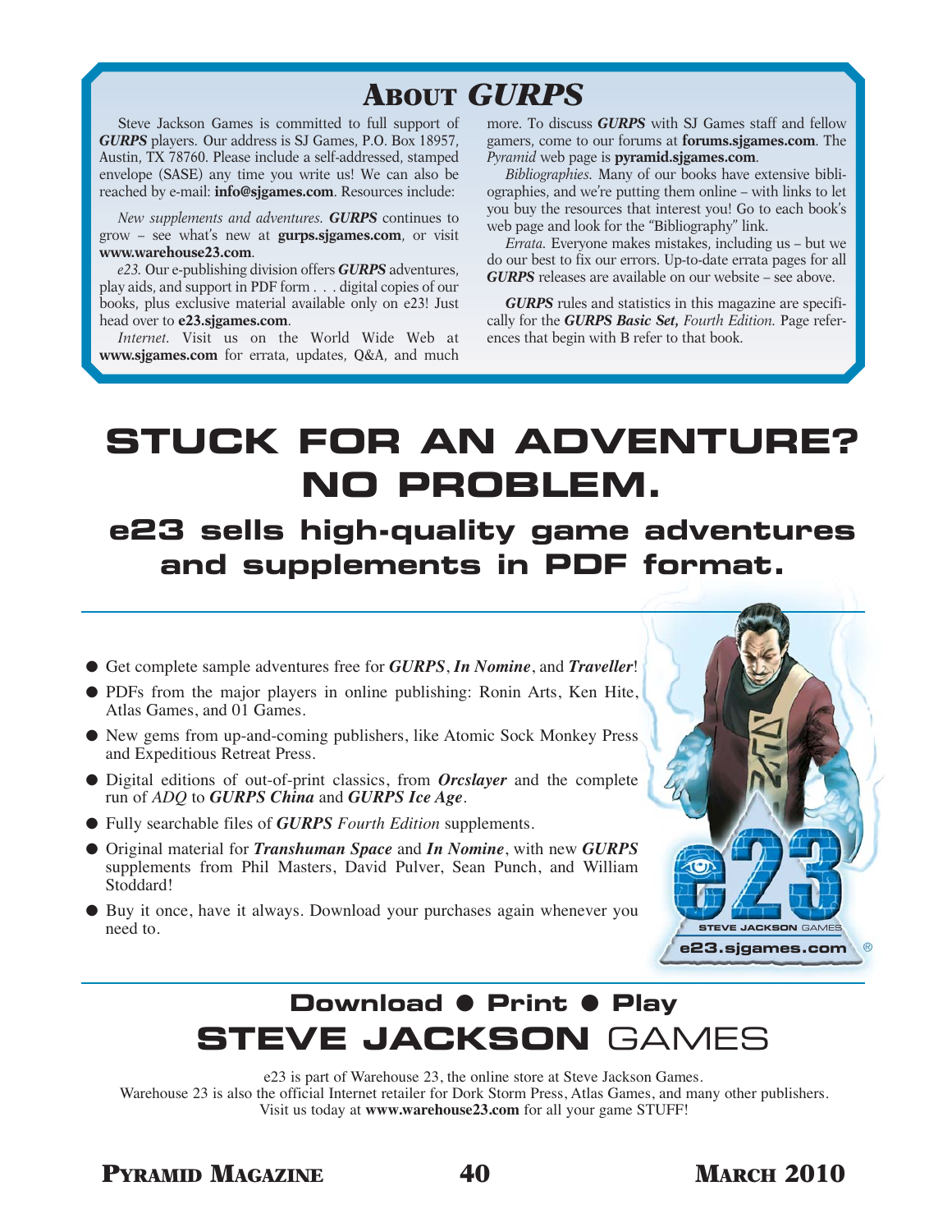## About *GURPS*

Steve Jackson Games is committed to full support of ***GURPS*** players. Our address is SJ Games, P.O. Box 18957, Austin, TX 78760. Please include a self-addressed, stamped envelope (SASE) any time you write us! We can also be reached by e-mail: **info@sjgames.com**. Resources include:

*New supplements and adventures.* ***GURPS*** continues to grow – see what's new at **gurps.sjgames.com**, or visit **www.warehouse23.com**.

*e23.* Our e-publishing division offers ***GURPS*** adventures, play aids, and support in PDF form . . . digital copies of our books, plus exclusive material available only on e23! Just head over to **e23.sjgames.com**.

*Internet.* Visit us on the World Wide Web at **www.sjgames.com** for errata, updates, Q&A, and much more. To discuss ***GURPS*** with SJ Games staff and fellow gamers, come to our forums at **forums.sjgames.com**. The *Pyramid* web page is **pyramid.sjgames.com**.

*Bibliographies.* Many of our books have extensive bibliographies, and we're putting them online – with links to let you buy the resources that interest you! Go to each book's web page and look for the "Bibliography" link.

*Errata.* Everyone makes mistakes, including us – but we do our best to fix our errors. Up-to-date errata pages for all ***GURPS*** releases are available on our website – see above.

***GURPS*** rules and statistics in this magazine are specifically for the ***GURPS Basic Set,*** *Fourth Edition.* Page references that begin with B refer to that book.

# STUCK FOR AN ADVENTURE? NO PROBLEM.

## e23 sells high-quality game adventures and supplements in PDF format.

- Get complete sample adventures free for ***GURPS***, ***In Nomine***, and ***Traveller***!
- PDFs from the major players in online publishing: Ronin Arts, Ken Hite, Atlas Games, and 01 Games.
- New gems from up-and-coming publishers, like Atomic Sock Monkey Press and Expeditious Retreat Press.
- Digital editions of out-of-print classics, from ***Orcslayer*** and the complete run of *ADQ* to ***GURPS China*** and ***GURPS Ice Age***.
- Fully searchable files of ***GURPS*** *Fourth Edition* supplements.
- Original material for ***Transhuman Space*** and ***In Nomine***, with new ***GURPS*** supplements from Phil Masters, David Pulver, Sean Punch, and William Stoddard!
- Buy it once, have it always. Download your purchases again whenever you need to.

e23 STEVE JACKSON GAMES
e23.sjgames.com

**Download ● Print ● Play**

**STEVE JACKSON** GAMES

e23 is part of Warehouse 23, the online store at Steve Jackson Games.
Warehouse 23 is also the official Internet retailer for Dork Storm Press, Atlas Games, and many other publishers.
Visit us today at **www.warehouse23.com** for all your game STUFF!